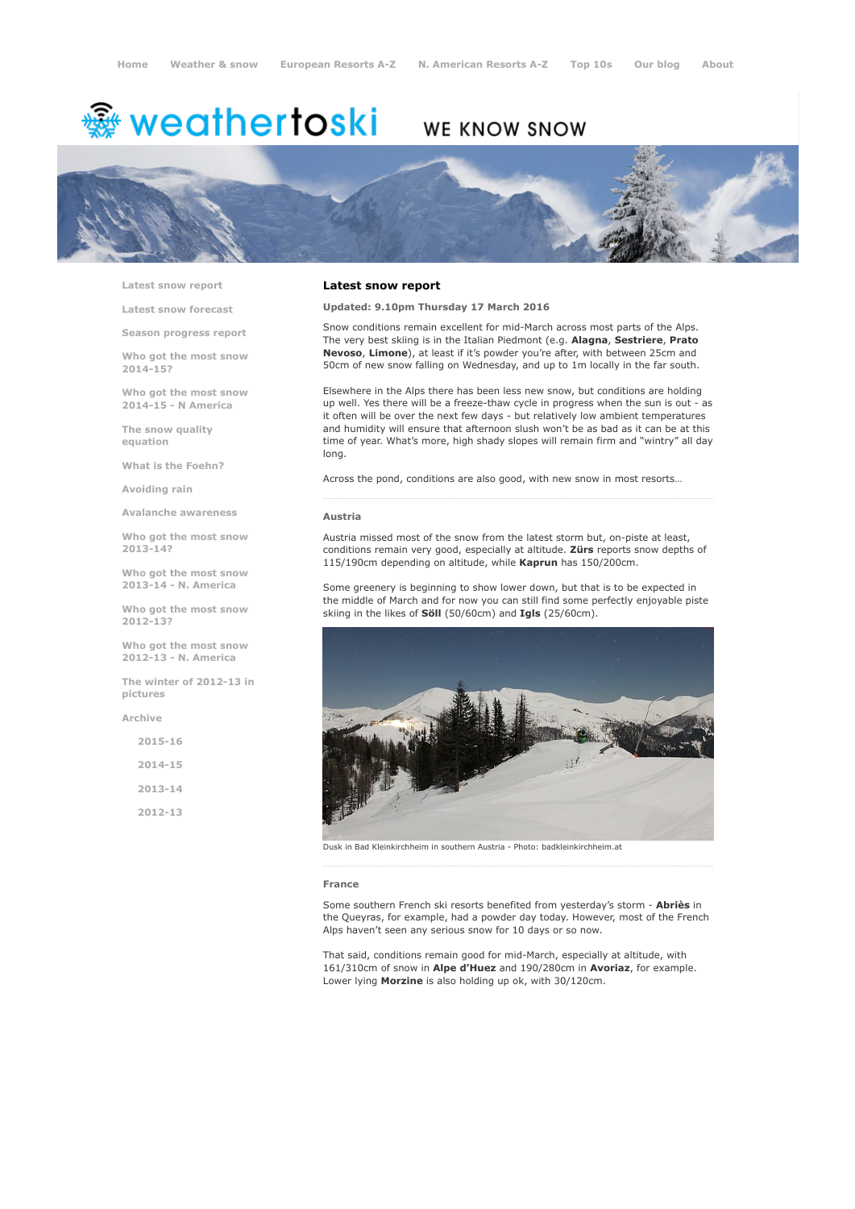Home Weather & snow European Resorts A-Z N. American Resorts A-Z Top 10s Our blog About

weathertoski WE KNOW SNOW

- Latest snow report
- Latest snow forecast
- Season progress report
- Who got the most snow 2014-15?
- Who got the most snow 2014-15 - N America
- The snow quality equation
- What is the Foehn?
- Avoiding rain
- Avalanche awareness
- Who got the most snow 2013-14?
- Who got the most snow 2013-14 - N. America
- Who got the most snow 2012-13?
- Who got the most snow 2012-13 - N. America
- The winter of 2012-13 in pictures
- Archive
  - 2015-16
  - 2014-15
  - 2013-14
  - 2012-13

## Latest snow report

**Updated: 9.10pm Thursday 17 March 2016**

Snow conditions remain excellent for mid-March across most parts of the Alps. The very best skiing is in the Italian Piedmont (e.g. **Alagna**, **Sestriere**, **Prato Nevoso**, **Limone**), at least if it's powder you're after, with between 25cm and 50cm of new snow falling on Wednesday, and up to 1m locally in the far south.

Elsewhere in the Alps there has been less new snow, but conditions are holding up well. Yes there will be a freeze-thaw cycle in progress when the sun is out - as it often will be over the next few days - but relatively low ambient temperatures and humidity will ensure that afternoon slush won't be as bad as it can be at this time of year. What's more, high shady slopes will remain firm and "wintry" all day long.

Across the pond, conditions are also good, with new snow in most resorts…

### Austria

Austria missed most of the snow from the latest storm but, on-piste at least, conditions remain very good, especially at altitude. **Zürs** reports snow depths of 115/190cm depending on altitude, while **Kaprun** has 150/200cm.

Some greenery is beginning to show lower down, but that is to be expected in the middle of March and for now you can still find some perfectly enjoyable piste skiing in the likes of **Söll** (50/60cm) and **Igls** (25/60cm).

Dusk in Bad Kleinkirchheim in southern Austria - Photo: badkleinkirchheim.at

### France

Some southern French ski resorts benefited from yesterday's storm - **Abriès** in the Queyras, for example, had a powder day today. However, most of the French Alps haven't seen any serious snow for 10 days or so now.

That said, conditions remain good for mid-March, especially at altitude, with 161/310cm of snow in **Alpe d'Huez** and 190/280cm in **Avoriaz**, for example. Lower lying **Morzine** is also holding up ok, with 30/120cm.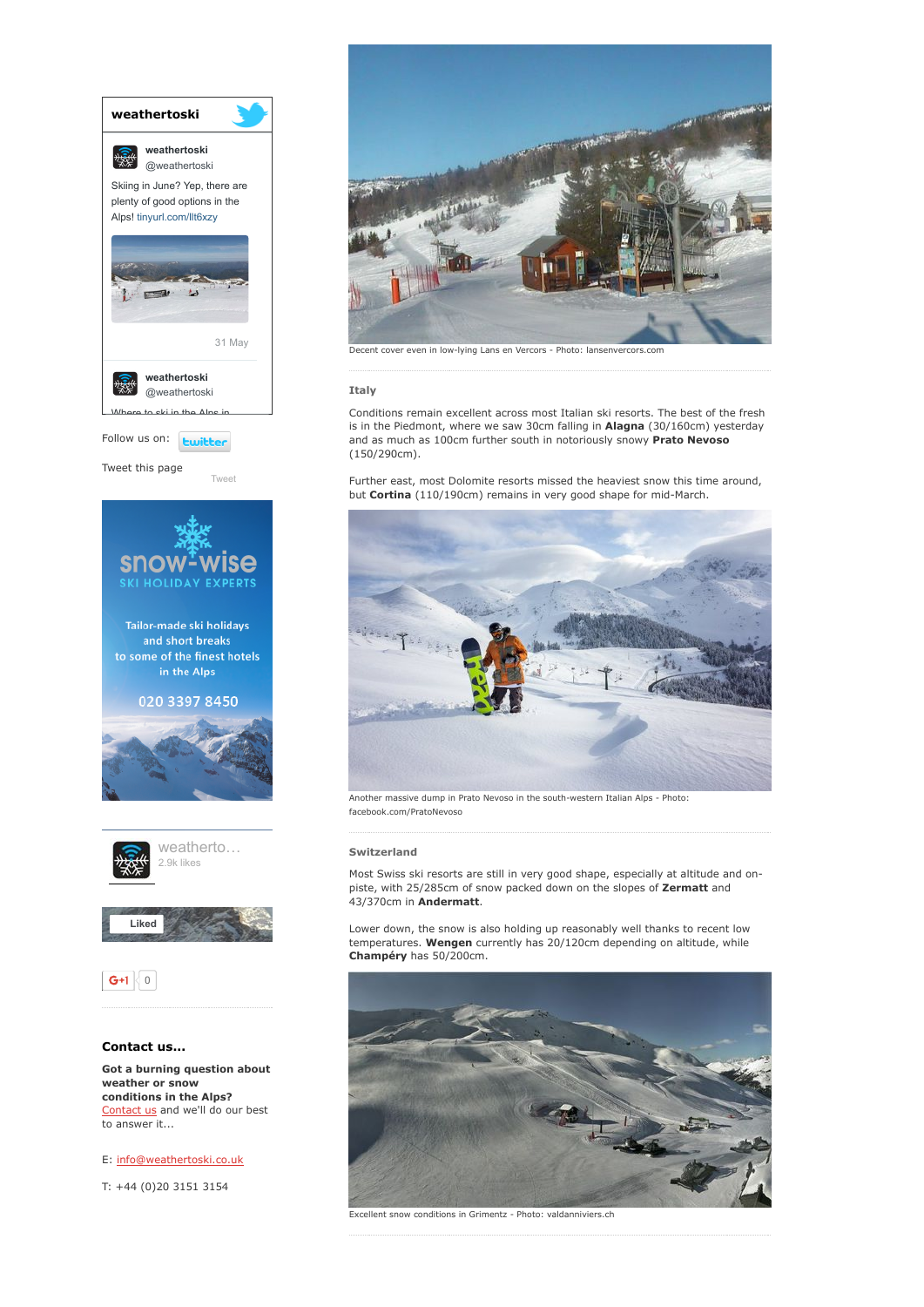**weathertoski**

weathertoski
@weathertoski

Skiing in June? Yep, there are plenty of good options in the Alps! tinyurl.com/llt6xzy

31 May

weathertoski
@weathertoski

Where to ski in the Alps in

Follow us on: twitter

Tweet this page

Tweet

snow-wise
SKI HOLIDAY EXPERTS

Tailor-made ski holidays and short breaks to some of the finest hotels in the Alps

020 3397 8450

weatherto...
2.9k likes

Liked

G+1 0

### Contact us...

**Got a burning question about weather or snow conditions in the Alps?**
Contact us and we'll do our best to answer it...

E: info@weathertoski.co.uk

T: +44 (0)20 3151 3154

Decent cover even in low-lying Lans en Vercors - Photo: lansenvercors.com

### Italy

Conditions remain excellent across most Italian ski resorts. The best of the fresh is in the Piedmont, where we saw 30cm falling in **Alagna** (30/160cm) yesterday and as much as 100cm further south in notoriously snowy **Prato Nevoso** (150/290cm).

Further east, most Dolomite resorts missed the heaviest snow this time around, but **Cortina** (110/190cm) remains in very good shape for mid-March.

Another massive dump in Prato Nevoso in the south-western Italian Alps - Photo: facebook.com/PratoNevoso

### Switzerland

Most Swiss ski resorts are still in very good shape, especially at altitude and on-piste, with 25/285cm of snow packed down on the slopes of **Zermatt** and 43/370cm in **Andermatt**.

Lower down, the snow is also holding up reasonably well thanks to recent low temperatures. **Wengen** currently has 20/120cm depending on altitude, while **Champéry** has 50/200cm.

Excellent snow conditions in Grimentz - Photo: valdanniviers.ch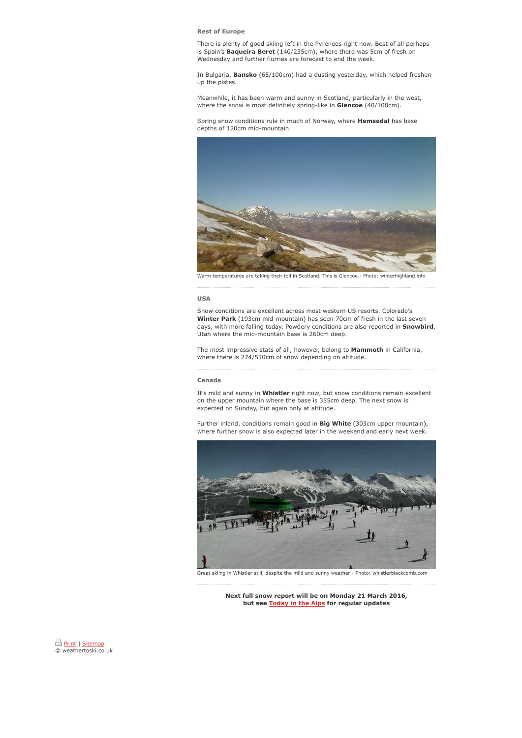### Rest of Europe

There is plenty of good skiing left in the Pyrenees right now. Best of all perhaps is Spain's **Baqueira Beret** (140/235cm), where there was 5cm of fresh on Wednesday and further flurries are forecast to end the week.

In Bulgaria, **Bansko** (65/100cm) had a dusting yesterday, which helped freshen up the pistes.

Meanwhile, it has been warm and sunny in Scotland, particularly in the west, where the snow is most definitely spring-like in **Glencoe** (40/100cm).

Spring snow conditions rule in much of Norway, where **Hemsedal** has base depths of 120cm mid-mountain.

Warm temperatures are taking their toll in Scotland. This is Glencoe - Photo: winterhighland.info

### USA

Snow conditions are excellent across most western US resorts. Colorado's **Winter Park** (193cm mid-mountain) has seen 70cm of fresh in the last seven days, with more falling today. Powdery conditions are also reported in **Snowbird**, Utah where the mid-mountain base is 260cm deep.

The most impressive stats of all, however, belong to **Mammoth** in California, where there is 274/510cm of snow depending on altitude.

### Canada

It's mild and sunny in **Whistler** right now, but snow conditions remain excellent on the upper mountain where the base is 355cm deep. The next snow is expected on Sunday, but again only at altitude.

Further inland, conditions remain good in **Big White** (303cm upper mountain), where further snow is also expected later in the weekend and early next week.

Great skiing in Whistler still, despite the mild and sunny weather - Photo: whistlerblackcomb.com

**Next full snow report will be on Monday 21 March 2016, but see Today in the Alps for regular updates**

Print | Sitemap
© weathertoski.co.uk